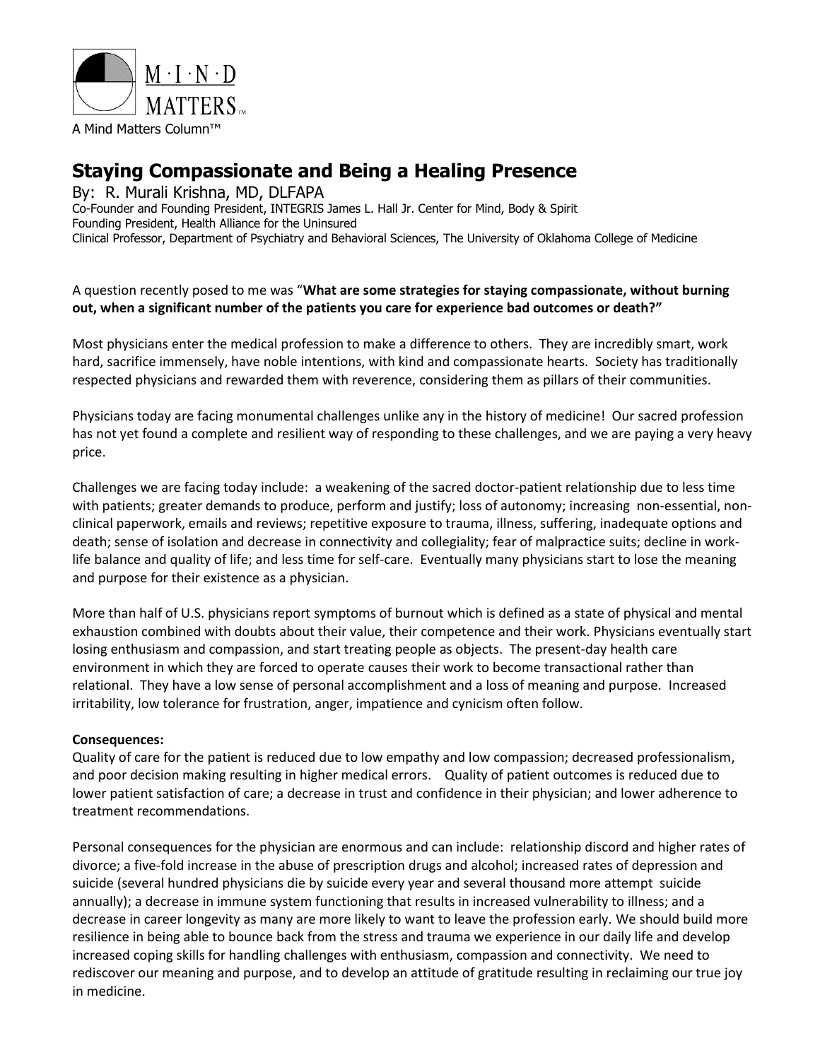M·I·N·D MATTERS™

A Mind Matters Column™

# Staying Compassionate and Being a Healing Presence

By: R. Murali Krishna, MD, DLFAPA
Co-Founder and Founding President, INTEGRIS James L. Hall Jr. Center for Mind, Body & Spirit
Founding President, Health Alliance for the Uninsured
Clinical Professor, Department of Psychiatry and Behavioral Sciences, The University of Oklahoma College of Medicine

A question recently posed to me was "**What are some strategies for staying compassionate, without burning out, when a significant number of the patients you care for experience bad outcomes or death?"**

Most physicians enter the medical profession to make a difference to others. They are incredibly smart, work hard, sacrifice immensely, have noble intentions, with kind and compassionate hearts. Society has traditionally respected physicians and rewarded them with reverence, considering them as pillars of their communities.

Physicians today are facing monumental challenges unlike any in the history of medicine! Our sacred profession has not yet found a complete and resilient way of responding to these challenges, and we are paying a very heavy price.

Challenges we are facing today include: a weakening of the sacred doctor-patient relationship due to less time with patients; greater demands to produce, perform and justify; loss of autonomy; increasing non-essential, non-clinical paperwork, emails and reviews; repetitive exposure to trauma, illness, suffering, inadequate options and death; sense of isolation and decrease in connectivity and collegiality; fear of malpractice suits; decline in work-life balance and quality of life; and less time for self-care. Eventually many physicians start to lose the meaning and purpose for their existence as a physician.

More than half of U.S. physicians report symptoms of burnout which is defined as a state of physical and mental exhaustion combined with doubts about their value, their competence and their work. Physicians eventually start losing enthusiasm and compassion, and start treating people as objects. The present-day health care environment in which they are forced to operate causes their work to become transactional rather than relational. They have a low sense of personal accomplishment and a loss of meaning and purpose. Increased irritability, low tolerance for frustration, anger, impatience and cynicism often follow.

**Consequences:**
Quality of care for the patient is reduced due to low empathy and low compassion; decreased professionalism, and poor decision making resulting in higher medical errors. Quality of patient outcomes is reduced due to lower patient satisfaction of care; a decrease in trust and confidence in their physician; and lower adherence to treatment recommendations.

Personal consequences for the physician are enormous and can include: relationship discord and higher rates of divorce; a five-fold increase in the abuse of prescription drugs and alcohol; increased rates of depression and suicide (several hundred physicians die by suicide every year and several thousand more attempt suicide annually); a decrease in immune system functioning that results in increased vulnerability to illness; and a decrease in career longevity as many are more likely to want to leave the profession early. We should build more resilience in being able to bounce back from the stress and trauma we experience in our daily life and develop increased coping skills for handling challenges with enthusiasm, compassion and connectivity. We need to rediscover our meaning and purpose, and to develop an attitude of gratitude resulting in reclaiming our true joy in medicine.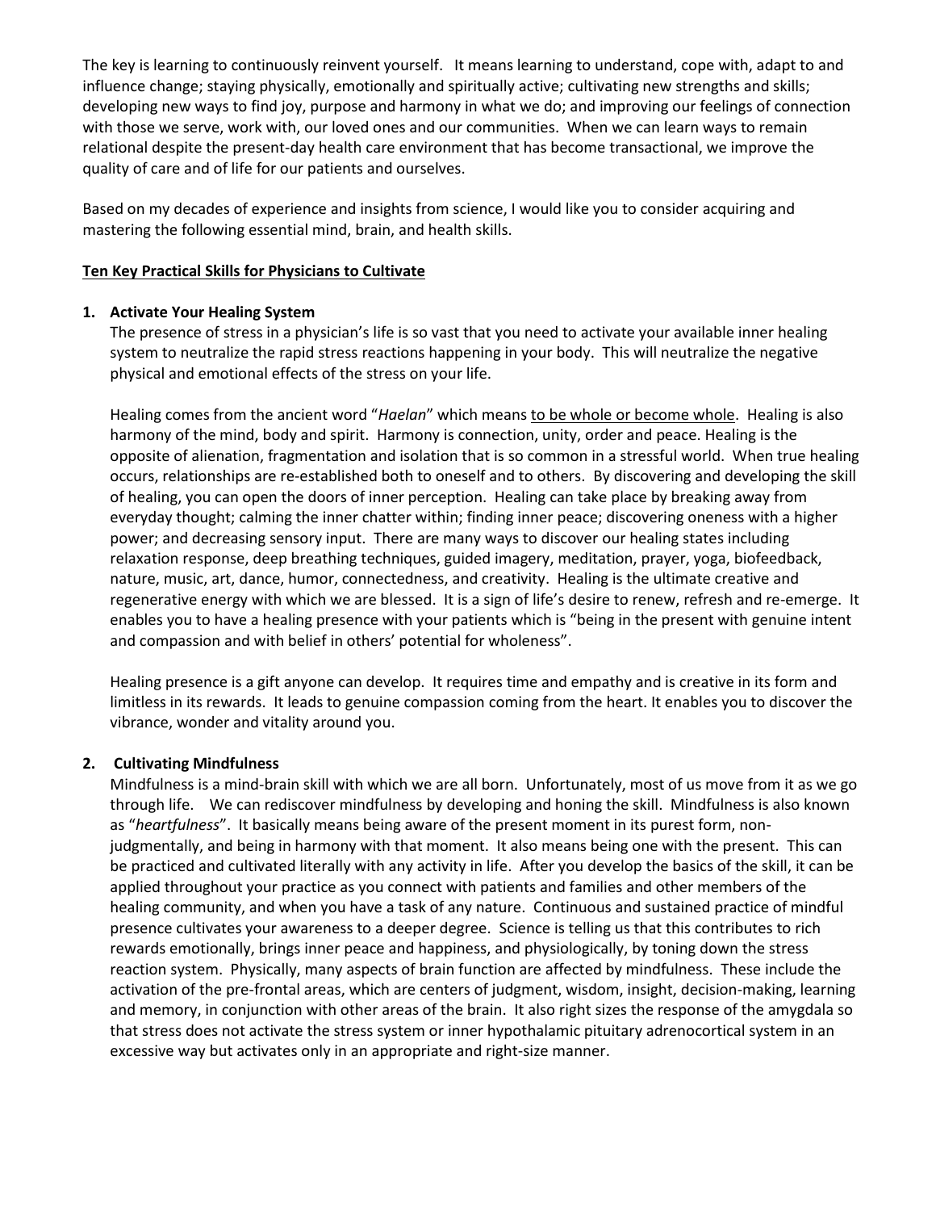The key is learning to continuously reinvent yourself. It means learning to understand, cope with, adapt to and influence change; staying physically, emotionally and spiritually active; cultivating new strengths and skills; developing new ways to find joy, purpose and harmony in what we do; and improving our feelings of connection with those we serve, work with, our loved ones and our communities. When we can learn ways to remain relational despite the present-day health care environment that has become transactional, we improve the quality of care and of life for our patients and ourselves.

Based on my decades of experience and insights from science, I would like you to consider acquiring and mastering the following essential mind, brain, and health skills.

**Ten Key Practical Skills for Physicians to Cultivate**

**1. Activate Your Healing System**

The presence of stress in a physician's life is so vast that you need to activate your available inner healing system to neutralize the rapid stress reactions happening in your body. This will neutralize the negative physical and emotional effects of the stress on your life.

Healing comes from the ancient word "*Haelan*" which means to be whole or become whole. Healing is also harmony of the mind, body and spirit. Harmony is connection, unity, order and peace. Healing is the opposite of alienation, fragmentation and isolation that is so common in a stressful world. When true healing occurs, relationships are re-established both to oneself and to others. By discovering and developing the skill of healing, you can open the doors of inner perception. Healing can take place by breaking away from everyday thought; calming the inner chatter within; finding inner peace; discovering oneness with a higher power; and decreasing sensory input. There are many ways to discover our healing states including relaxation response, deep breathing techniques, guided imagery, meditation, prayer, yoga, biofeedback, nature, music, art, dance, humor, connectedness, and creativity. Healing is the ultimate creative and regenerative energy with which we are blessed. It is a sign of life's desire to renew, refresh and re-emerge. It enables you to have a healing presence with your patients which is "being in the present with genuine intent and compassion and with belief in others' potential for wholeness".

Healing presence is a gift anyone can develop. It requires time and empathy and is creative in its form and limitless in its rewards. It leads to genuine compassion coming from the heart. It enables you to discover the vibrance, wonder and vitality around you.

**2. Cultivating Mindfulness**

Mindfulness is a mind-brain skill with which we are all born. Unfortunately, most of us move from it as we go through life. We can rediscover mindfulness by developing and honing the skill. Mindfulness is also known as "*heartfulness*". It basically means being aware of the present moment in its purest form, non-judgmentally, and being in harmony with that moment. It also means being one with the present. This can be practiced and cultivated literally with any activity in life. After you develop the basics of the skill, it can be applied throughout your practice as you connect with patients and families and other members of the healing community, and when you have a task of any nature. Continuous and sustained practice of mindful presence cultivates your awareness to a deeper degree. Science is telling us that this contributes to rich rewards emotionally, brings inner peace and happiness, and physiologically, by toning down the stress reaction system. Physically, many aspects of brain function are affected by mindfulness. These include the activation of the pre-frontal areas, which are centers of judgment, wisdom, insight, decision-making, learning and memory, in conjunction with other areas of the brain. It also right sizes the response of the amygdala so that stress does not activate the stress system or inner hypothalamic pituitary adrenocortical system in an excessive way but activates only in an appropriate and right-size manner.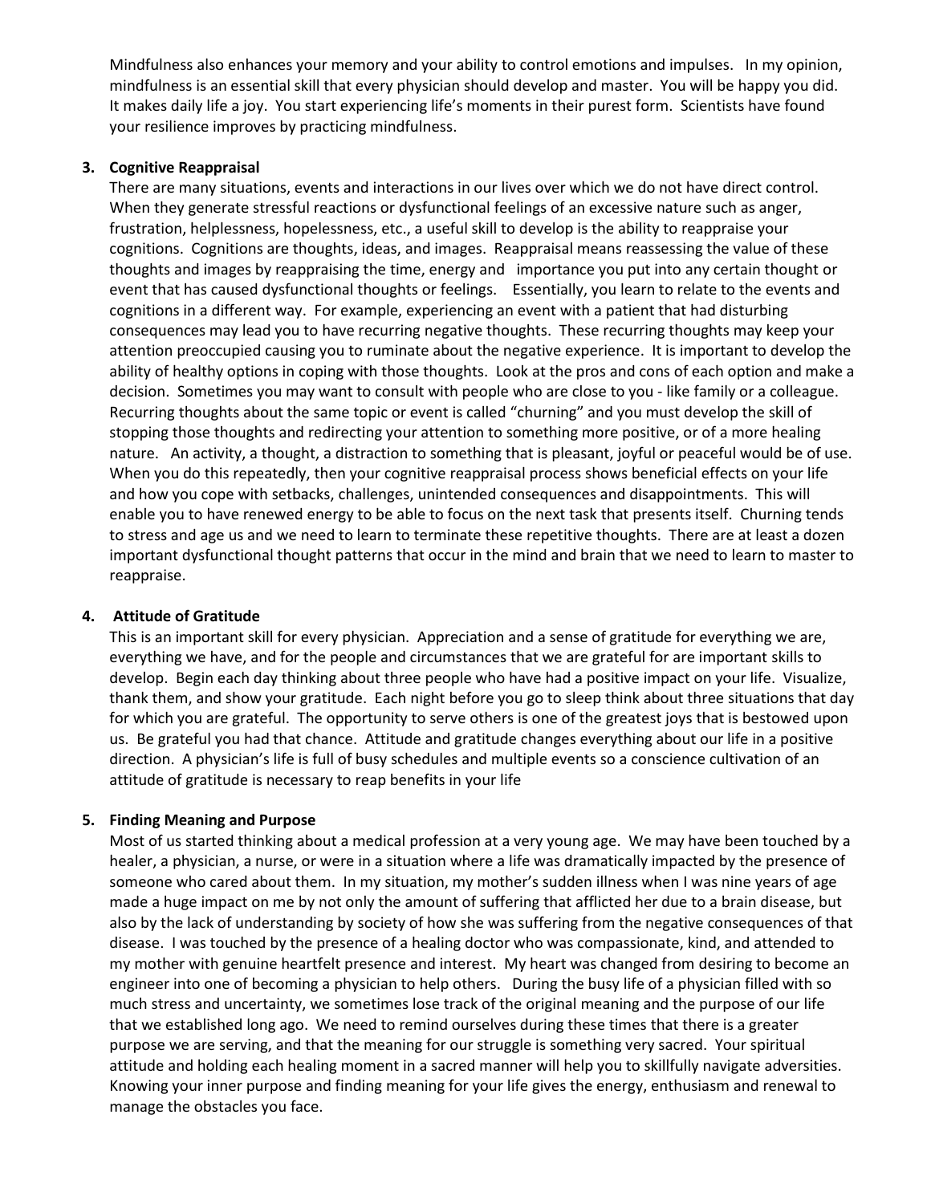Mindfulness also enhances your memory and your ability to control emotions and impulses. In my opinion, mindfulness is an essential skill that every physician should develop and master. You will be happy you did. It makes daily life a joy. You start experiencing life's moments in their purest form. Scientists have found your resilience improves by practicing mindfulness.

3. **Cognitive Reappraisal**

   There are many situations, events and interactions in our lives over which we do not have direct control. When they generate stressful reactions or dysfunctional feelings of an excessive nature such as anger, frustration, helplessness, hopelessness, etc., a useful skill to develop is the ability to reappraise your cognitions. Cognitions are thoughts, ideas, and images. Reappraisal means reassessing the value of these thoughts and images by reappraising the time, energy and importance you put into any certain thought or event that has caused dysfunctional thoughts or feelings. Essentially, you learn to relate to the events and cognitions in a different way. For example, experiencing an event with a patient that had disturbing consequences may lead you to have recurring negative thoughts. These recurring thoughts may keep your attention preoccupied causing you to ruminate about the negative experience. It is important to develop the ability of healthy options in coping with those thoughts. Look at the pros and cons of each option and make a decision. Sometimes you may want to consult with people who are close to you - like family or a colleague. Recurring thoughts about the same topic or event is called "churning" and you must develop the skill of stopping those thoughts and redirecting your attention to something more positive, or of a more healing nature. An activity, a thought, a distraction to something that is pleasant, joyful or peaceful would be of use. When you do this repeatedly, then your cognitive reappraisal process shows beneficial effects on your life and how you cope with setbacks, challenges, unintended consequences and disappointments. This will enable you to have renewed energy to be able to focus on the next task that presents itself. Churning tends to stress and age us and we need to learn to terminate these repetitive thoughts. There are at least a dozen important dysfunctional thought patterns that occur in the mind and brain that we need to learn to master to reappraise.

4. **Attitude of Gratitude**

   This is an important skill for every physician. Appreciation and a sense of gratitude for everything we are, everything we have, and for the people and circumstances that we are grateful for are important skills to develop. Begin each day thinking about three people who have had a positive impact on your life. Visualize, thank them, and show your gratitude. Each night before you go to sleep think about three situations that day for which you are grateful. The opportunity to serve others is one of the greatest joys that is bestowed upon us. Be grateful you had that chance. Attitude and gratitude changes everything about our life in a positive direction. A physician's life is full of busy schedules and multiple events so a conscience cultivation of an attitude of gratitude is necessary to reap benefits in your life

5. **Finding Meaning and Purpose**

   Most of us started thinking about a medical profession at a very young age. We may have been touched by a healer, a physician, a nurse, or were in a situation where a life was dramatically impacted by the presence of someone who cared about them. In my situation, my mother's sudden illness when I was nine years of age made a huge impact on me by not only the amount of suffering that afflicted her due to a brain disease, but also by the lack of understanding by society of how she was suffering from the negative consequences of that disease. I was touched by the presence of a healing doctor who was compassionate, kind, and attended to my mother with genuine heartfelt presence and interest. My heart was changed from desiring to become an engineer into one of becoming a physician to help others. During the busy life of a physician filled with so much stress and uncertainty, we sometimes lose track of the original meaning and the purpose of our life that we established long ago. We need to remind ourselves during these times that there is a greater purpose we are serving, and that the meaning for our struggle is something very sacred. Your spiritual attitude and holding each healing moment in a sacred manner will help you to skillfully navigate adversities. Knowing your inner purpose and finding meaning for your life gives the energy, enthusiasm and renewal to manage the obstacles you face.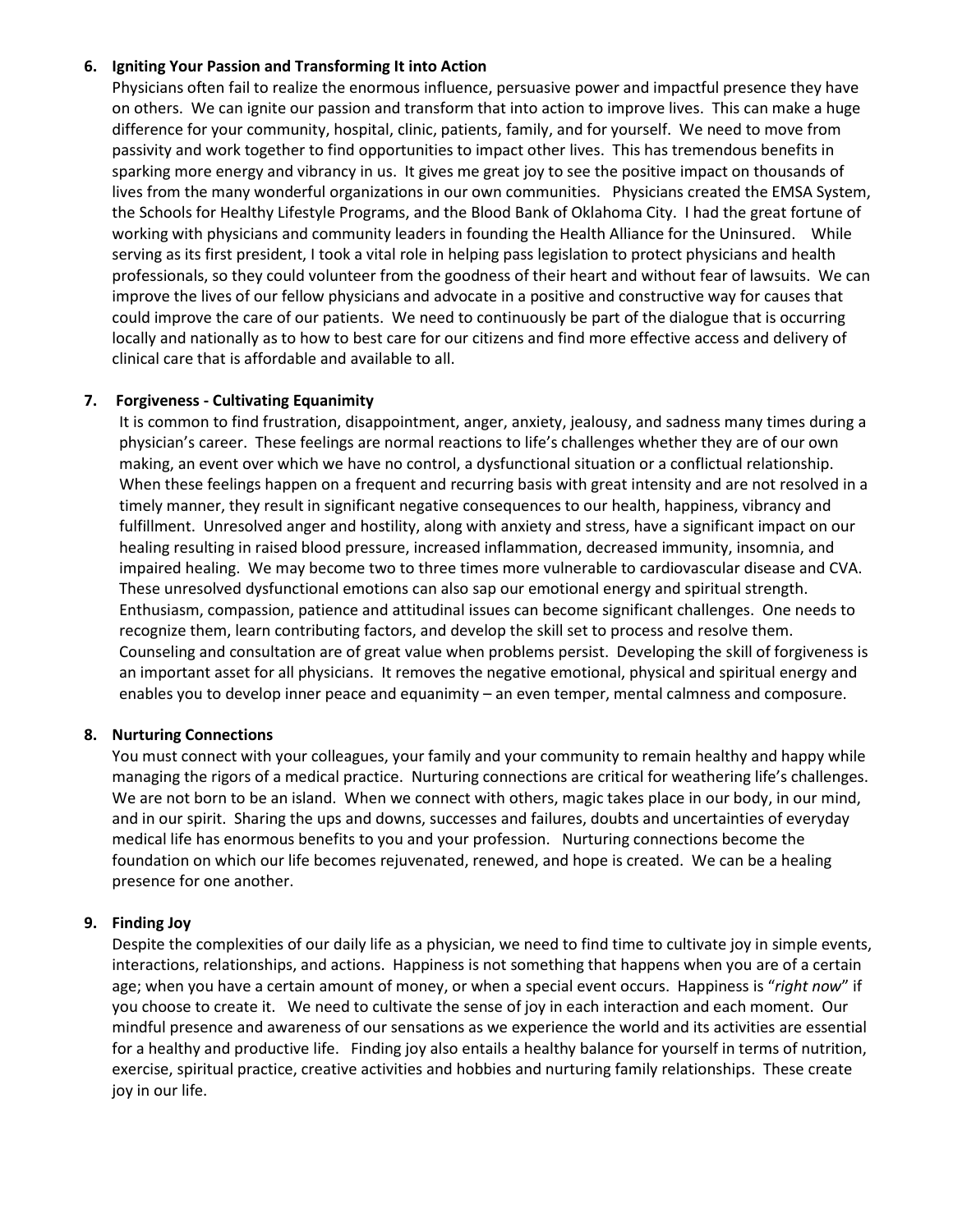**6. Igniting Your Passion and Transforming It into Action**

Physicians often fail to realize the enormous influence, persuasive power and impactful presence they have on others. We can ignite our passion and transform that into action to improve lives. This can make a huge difference for your community, hospital, clinic, patients, family, and for yourself. We need to move from passivity and work together to find opportunities to impact other lives. This has tremendous benefits in sparking more energy and vibrancy in us. It gives me great joy to see the positive impact on thousands of lives from the many wonderful organizations in our own communities. Physicians created the EMSA System, the Schools for Healthy Lifestyle Programs, and the Blood Bank of Oklahoma City. I had the great fortune of working with physicians and community leaders in founding the Health Alliance for the Uninsured. While serving as its first president, I took a vital role in helping pass legislation to protect physicians and health professionals, so they could volunteer from the goodness of their heart and without fear of lawsuits. We can improve the lives of our fellow physicians and advocate in a positive and constructive way for causes that could improve the care of our patients. We need to continuously be part of the dialogue that is occurring locally and nationally as to how to best care for our citizens and find more effective access and delivery of clinical care that is affordable and available to all.

**7. Forgiveness - Cultivating Equanimity**

It is common to find frustration, disappointment, anger, anxiety, jealousy, and sadness many times during a physician's career. These feelings are normal reactions to life's challenges whether they are of our own making, an event over which we have no control, a dysfunctional situation or a conflictual relationship. When these feelings happen on a frequent and recurring basis with great intensity and are not resolved in a timely manner, they result in significant negative consequences to our health, happiness, vibrancy and fulfillment. Unresolved anger and hostility, along with anxiety and stress, have a significant impact on our healing resulting in raised blood pressure, increased inflammation, decreased immunity, insomnia, and impaired healing. We may become two to three times more vulnerable to cardiovascular disease and CVA. These unresolved dysfunctional emotions can also sap our emotional energy and spiritual strength. Enthusiasm, compassion, patience and attitudinal issues can become significant challenges. One needs to recognize them, learn contributing factors, and develop the skill set to process and resolve them. Counseling and consultation are of great value when problems persist. Developing the skill of forgiveness is an important asset for all physicians. It removes the negative emotional, physical and spiritual energy and enables you to develop inner peace and equanimity – an even temper, mental calmness and composure.

**8. Nurturing Connections**

You must connect with your colleagues, your family and your community to remain healthy and happy while managing the rigors of a medical practice. Nurturing connections are critical for weathering life's challenges. We are not born to be an island. When we connect with others, magic takes place in our body, in our mind, and in our spirit. Sharing the ups and downs, successes and failures, doubts and uncertainties of everyday medical life has enormous benefits to you and your profession. Nurturing connections become the foundation on which our life becomes rejuvenated, renewed, and hope is created. We can be a healing presence for one another.

**9. Finding Joy**

Despite the complexities of our daily life as a physician, we need to find time to cultivate joy in simple events, interactions, relationships, and actions. Happiness is not something that happens when you are of a certain age; when you have a certain amount of money, or when a special event occurs. Happiness is "*right now*" if you choose to create it. We need to cultivate the sense of joy in each interaction and each moment. Our mindful presence and awareness of our sensations as we experience the world and its activities are essential for a healthy and productive life. Finding joy also entails a healthy balance for yourself in terms of nutrition, exercise, spiritual practice, creative activities and hobbies and nurturing family relationships. These create joy in our life.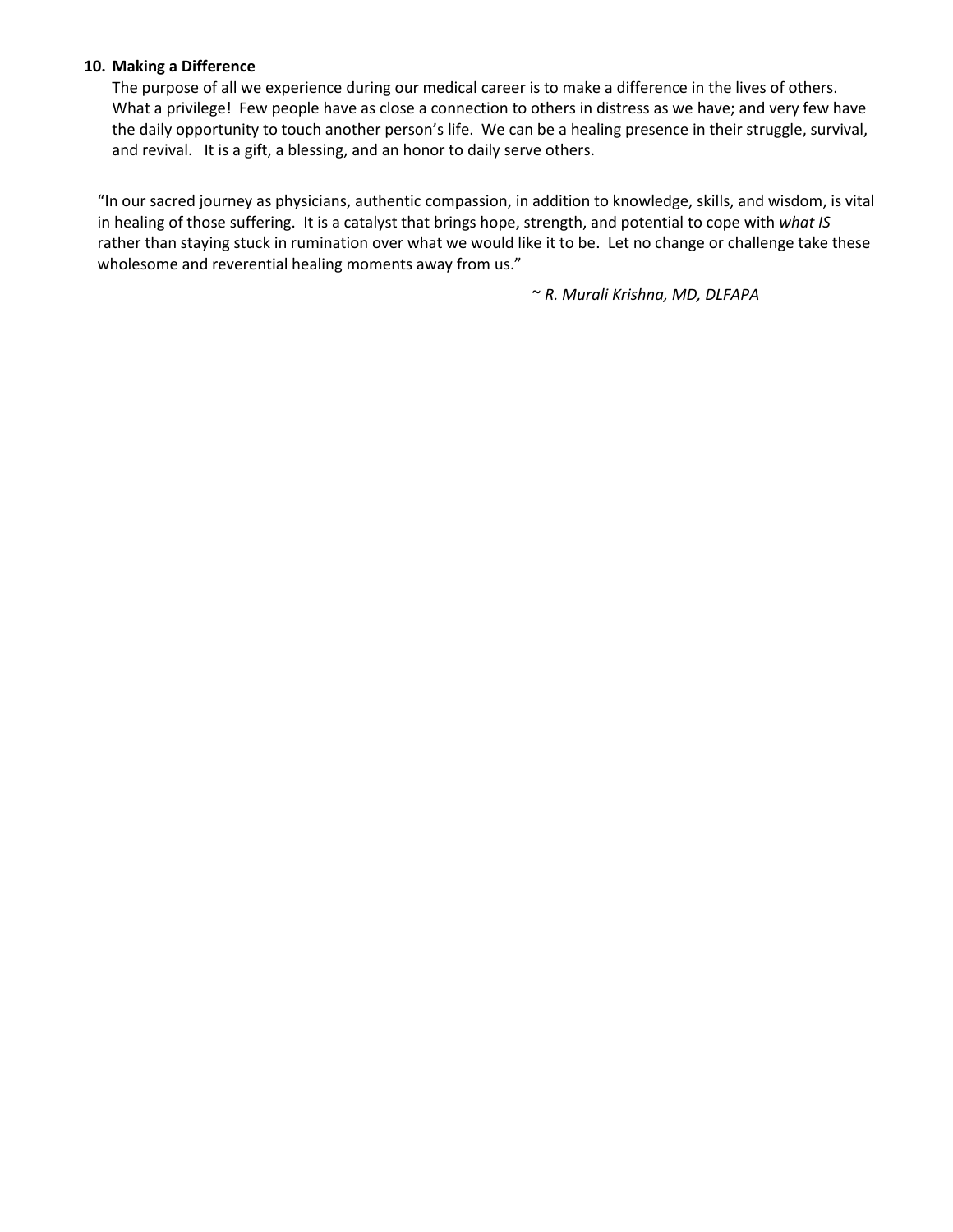**10. Making a Difference**

The purpose of all we experience during our medical career is to make a difference in the lives of others. What a privilege! Few people have as close a connection to others in distress as we have; and very few have the daily opportunity to touch another person's life. We can be a healing presence in their struggle, survival, and revival. It is a gift, a blessing, and an honor to daily serve others.

"In our sacred journey as physicians, authentic compassion, in addition to knowledge, skills, and wisdom, is vital in healing of those suffering. It is a catalyst that brings hope, strength, and potential to cope with *what IS* rather than staying stuck in rumination over what we would like it to be. Let no change or challenge take these wholesome and reverential healing moments away from us."

~ *R. Murali Krishna, MD, DLFAPA*